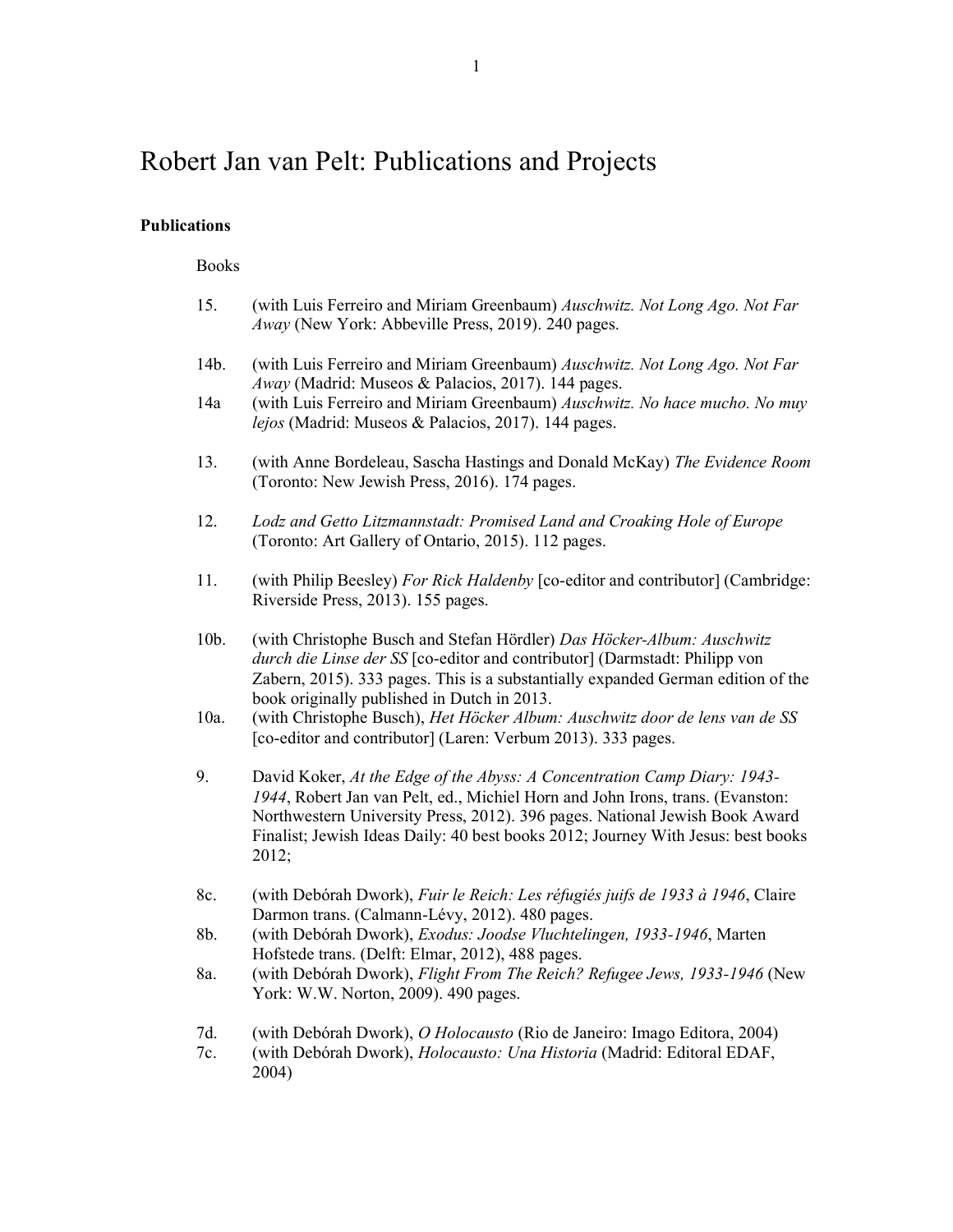# Robert Jan van Pelt: Publications and Projects

## Publications

### Books

15. (with Luis Ferreiro and Miriam Greenbaum) *Auschwitz. Not Long Ago. Not Far Away* (New York: Abbeville Press, 2019). 240 pages.

14b. (with Luis Ferreiro and Miriam Greenbaum) *Auschwitz. Not Long Ago. Not Far Away* (Madrid: Museos & Palacios, 2017). 144 pages.

14a (with Luis Ferreiro and Miriam Greenbaum) *Auschwitz. No hace mucho. No muy lejos* (Madrid: Museos & Palacios, 2017). 144 pages.

13. (with Anne Bordeleau, Sascha Hastings and Donald McKay) *The Evidence Room* (Toronto: New Jewish Press, 2016). 174 pages.

12. *Lodz and Getto Litzmannstadt: Promised Land and Croaking Hole of Europe* (Toronto: Art Gallery of Ontario, 2015). 112 pages.

11. (with Philip Beesley) *For Rick Haldenby* [co-editor and contributor] (Cambridge: Riverside Press, 2013). 155 pages.

10b. (with Christophe Busch and Stefan Hördler) *Das Höcker-Album: Auschwitz durch die Linse der SS* [co-editor and contributor] (Darmstadt: Philipp von Zabern, 2015). 333 pages. This is a substantially expanded German edition of the book originally published in Dutch in 2013.

10a. (with Christophe Busch), *Het Höcker Album: Auschwitz door de lens van de SS* [co-editor and contributor] (Laren: Verbum 2013). 333 pages.

9. David Koker, *At the Edge of the Abyss: A Concentration Camp Diary: 1943-1944*, Robert Jan van Pelt, ed., Michiel Horn and John Irons, trans. (Evanston: Northwestern University Press, 2012). 396 pages. National Jewish Book Award Finalist; Jewish Ideas Daily: 40 best books 2012; Journey With Jesus: best books 2012;

8c. (with Debórah Dwork), *Fuir le Reich: Les réfugiés juifs de 1933 à 1946*, Claire Darmon trans. (Calmann-Lévy, 2012). 480 pages.

8b. (with Debórah Dwork), *Exodus: Joodse Vluchtelingen, 1933-1946*, Marten Hofstede trans. (Delft: Elmar, 2012), 488 pages.

8a. (with Debórah Dwork), *Flight From The Reich? Refugee Jews, 1933-1946* (New York: W.W. Norton, 2009). 490 pages.

7d. (with Debórah Dwork), *O Holocausto* (Rio de Janeiro: Imago Editora, 2004)

7c. (with Debórah Dwork), *Holocausto: Una Historia* (Madrid: Editoral EDAF, 2004)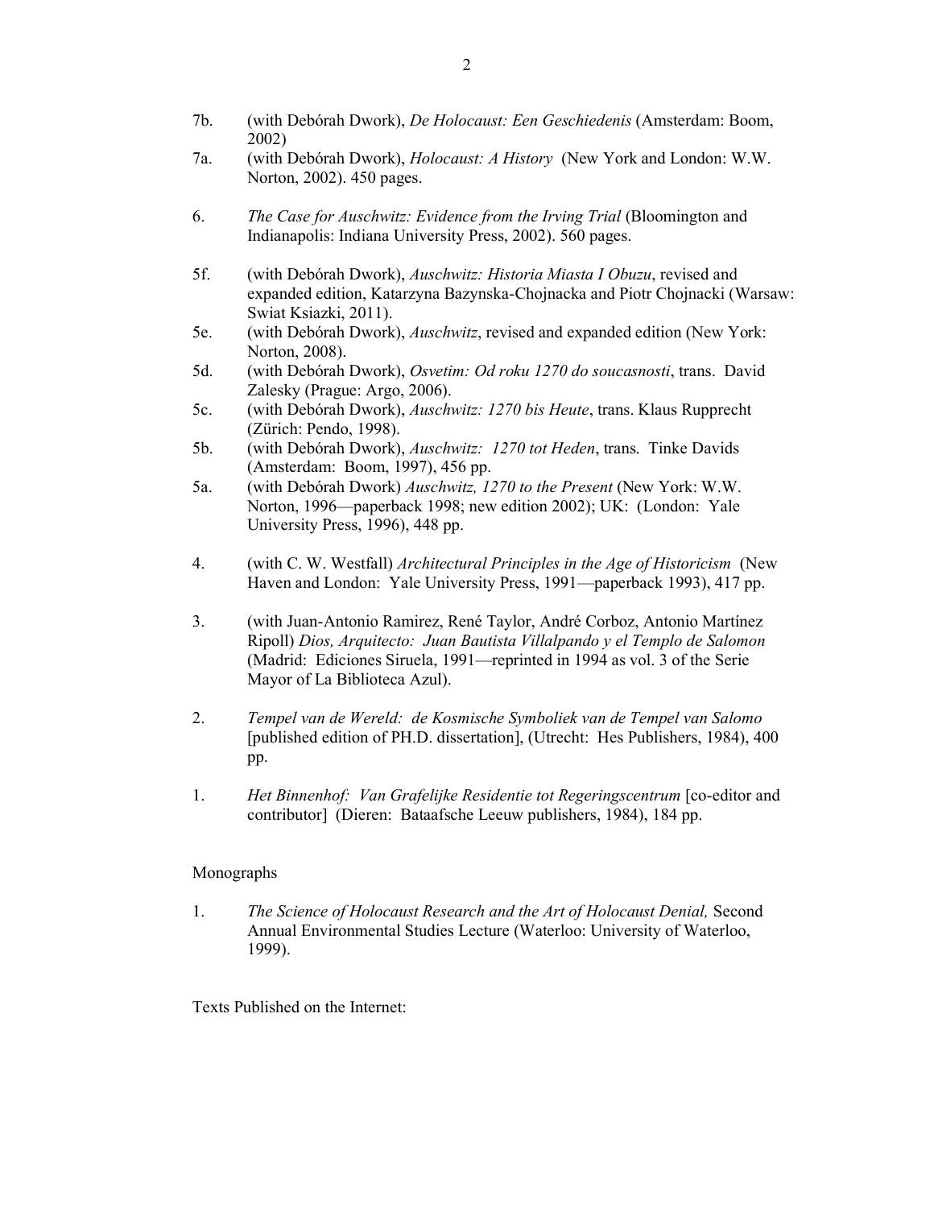7b. (with Debórah Dwork), *De Holocaust: Een Geschiedenis* (Amsterdam: Boom, 2002)

7a. (with Debórah Dwork), *Holocaust: A History* (New York and London: W.W. Norton, 2002). 450 pages.

6. *The Case for Auschwitz: Evidence from the Irving Trial* (Bloomington and Indianapolis: Indiana University Press, 2002). 560 pages.

5f. (with Debórah Dwork), *Auschwitz: Historia Miasta I Obuzu*, revised and expanded edition, Katarzyna Bazynska-Chojnacka and Piotr Chojnacki (Warsaw: Swiat Ksiazki, 2011).

5e. (with Debórah Dwork), *Auschwitz*, revised and expanded edition (New York: Norton, 2008).

5d. (with Debórah Dwork), *Osvetim: Od roku 1270 do soucasnosti*, trans. David Zalesky (Prague: Argo, 2006).

5c. (with Debórah Dwork), *Auschwitz: 1270 bis Heute*, trans. Klaus Rupprecht (Zürich: Pendo, 1998).

5b. (with Debórah Dwork), *Auschwitz: 1270 tot Heden*, trans. Tinke Davids (Amsterdam: Boom, 1997), 456 pp.

5a. (with Debórah Dwork) *Auschwitz, 1270 to the Present* (New York: W.W. Norton, 1996—paperback 1998; new edition 2002); UK: (London: Yale University Press, 1996), 448 pp.

4. (with C. W. Westfall) *Architectural Principles in the Age of Historicism* (New Haven and London: Yale University Press, 1991—paperback 1993), 417 pp.

3. (with Juan-Antonio Ramirez, René Taylor, André Corboz, Antonio Martínez Ripoll) *Dios, Arquitecto: Juan Bautista Villalpando y el Templo de Salomon* (Madrid: Ediciones Siruela, 1991—reprinted in 1994 as vol. 3 of the Serie Mayor of La Biblioteca Azul).

2. *Tempel van de Wereld: de Kosmische Symboliek van de Tempel van Salomo* [published edition of PH.D. dissertation], (Utrecht: Hes Publishers, 1984), 400 pp.

1. *Het Binnenhof: Van Grafelijke Residentie tot Regeringscentrum* [co-editor and contributor] (Dieren: Bataafsche Leeuw publishers, 1984), 184 pp.

Monographs

1. *The Science of Holocaust Research and the Art of Holocaust Denial,* Second Annual Environmental Studies Lecture (Waterloo: University of Waterloo, 1999).

Texts Published on the Internet: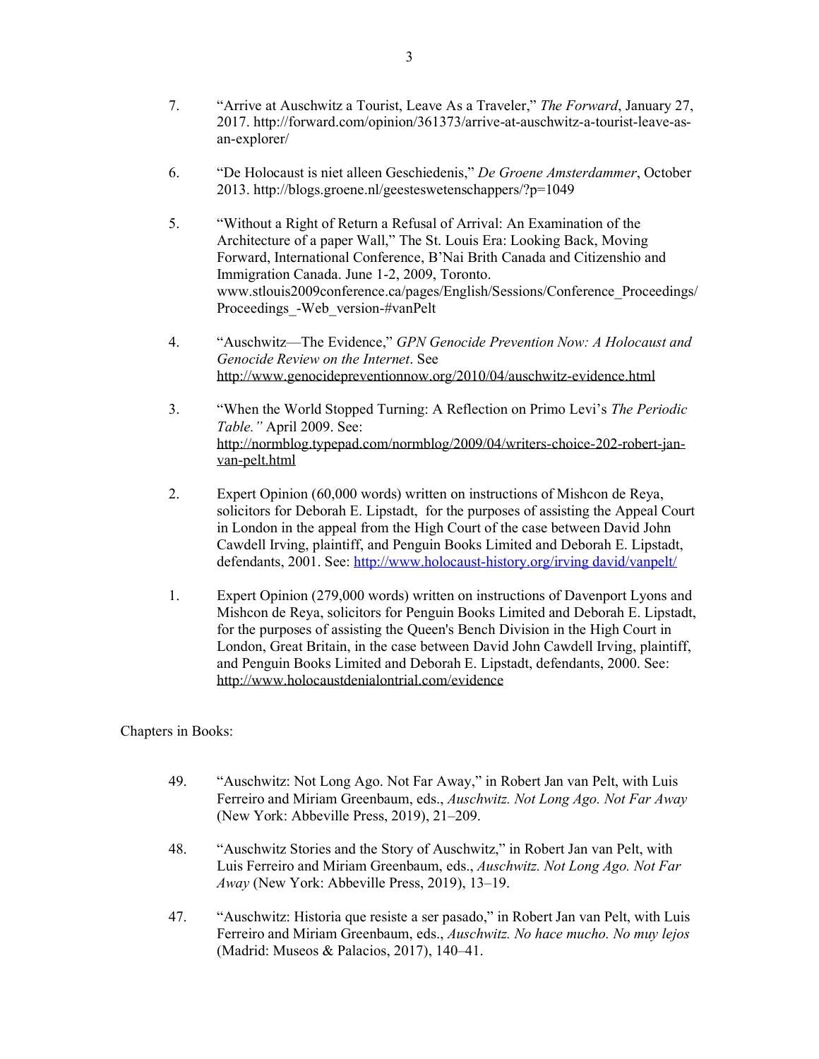7. “Arrive at Auschwitz a Tourist, Leave As a Traveler,” *The Forward*, January 27, 2017. http://forward.com/opinion/361373/arrive-at-auschwitz-a-tourist-leave-as-an-explorer/

6. “De Holocaust is niet alleen Geschiedenis,” *De Groene Amsterdammer*, October 2013. http://blogs.groene.nl/geesteswetenschappers/?p=1049

5. “Without a Right of Return a Refusal of Arrival: An Examination of the Architecture of a paper Wall,” The St. Louis Era: Looking Back, Moving Forward, International Conference, B’Nai Brith Canada and Citizenshio and Immigration Canada. June 1-2, 2009, Toronto. www.stlouis2009conference.ca/pages/English/Sessions/Conference_Proceedings/Proceedings_-Web_version-#vanPelt

4. “Auschwitz—The Evidence,” *GPN Genocide Prevention Now: A Holocaust and Genocide Review on the Internet*. See http://www.genocidepreventionnow.org/2010/04/auschwitz-evidence.html

3. “When the World Stopped Turning: A Reflection on Primo Levi’s *The Periodic Table.”* April 2009. See: http://normblog.typepad.com/normblog/2009/04/writers-choice-202-robert-jan-van-pelt.html

2. Expert Opinion (60,000 words) written on instructions of Mishcon de Reya, solicitors for Deborah E. Lipstadt, for the purposes of assisting the Appeal Court in London in the appeal from the High Court of the case between David John Cawdell Irving, plaintiff, and Penguin Books Limited and Deborah E. Lipstadt, defendants, 2001. See: http://www.holocaust-history.org/irving david/vanpelt/

1. Expert Opinion (279,000 words) written on instructions of Davenport Lyons and Mishcon de Reya, solicitors for Penguin Books Limited and Deborah E. Lipstadt, for the purposes of assisting the Queen's Bench Division in the High Court in London, Great Britain, in the case between David John Cawdell Irving, plaintiff, and Penguin Books Limited and Deborah E. Lipstadt, defendants, 2000. See: http://www.holocaustdenialontrial.com/evidence

Chapters in Books:

49. “Auschwitz: Not Long Ago. Not Far Away,” in Robert Jan van Pelt, with Luis Ferreiro and Miriam Greenbaum, eds., *Auschwitz. Not Long Ago. Not Far Away* (New York: Abbeville Press, 2019), 21–209.

48. “Auschwitz Stories and the Story of Auschwitz,” in Robert Jan van Pelt, with Luis Ferreiro and Miriam Greenbaum, eds., *Auschwitz. Not Long Ago. Not Far Away* (New York: Abbeville Press, 2019), 13–19.

47. “Auschwitz: Historia que resiste a ser pasado,” in Robert Jan van Pelt, with Luis Ferreiro and Miriam Greenbaum, eds., *Auschwitz. No hace mucho. No muy lejos* (Madrid: Museos & Palacios, 2017), 140–41.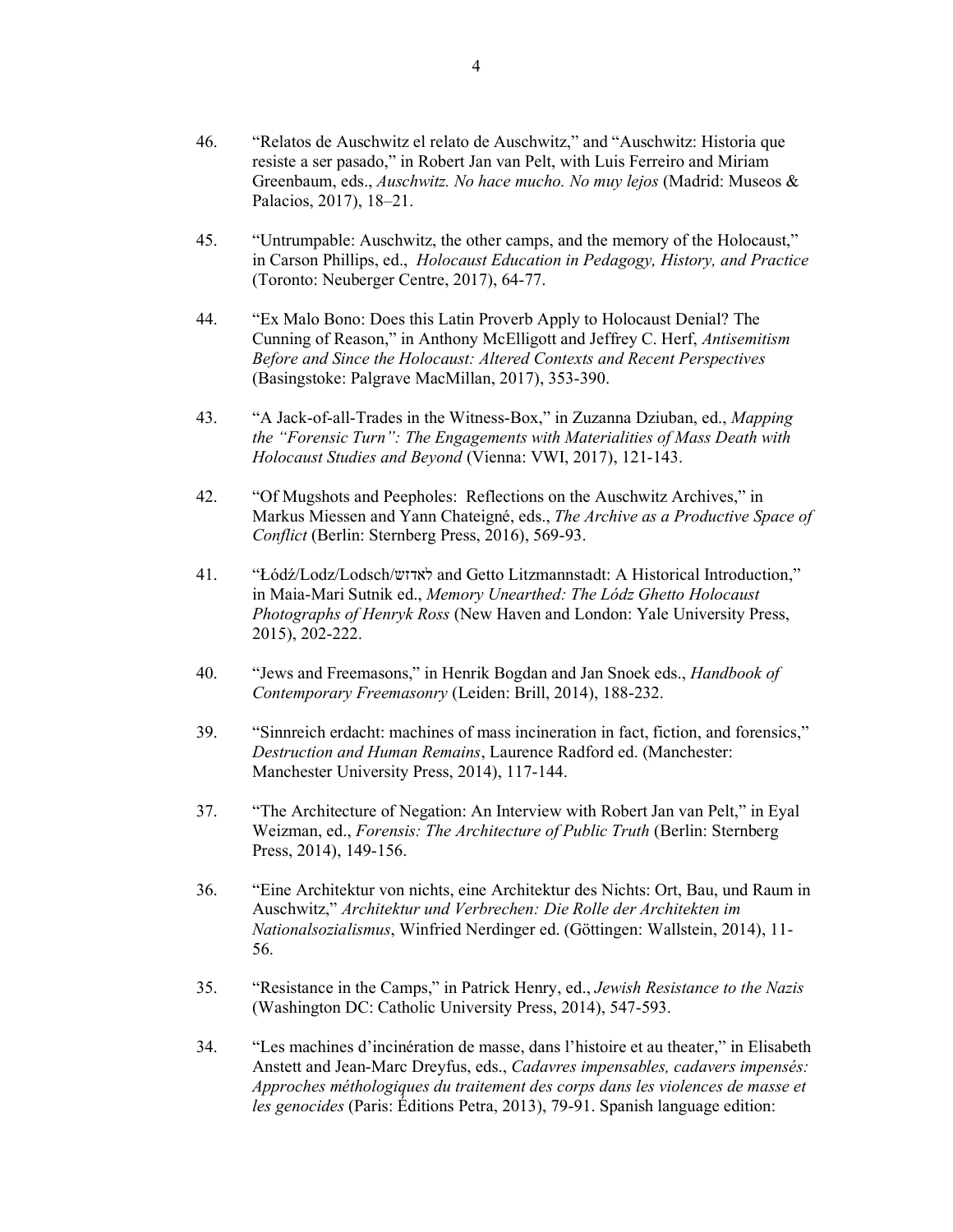46. "Relatos de Auschwitz el relato de Auschwitz," and "Auschwitz: Historia que resiste a ser pasado," in Robert Jan van Pelt, with Luis Ferreiro and Miriam Greenbaum, eds., *Auschwitz. No hace mucho. No muy lejos* (Madrid: Museos & Palacios, 2017), 18–21.

45. "Untrumpable: Auschwitz, the other camps, and the memory of the Holocaust," in Carson Phillips, ed., *Holocaust Education in Pedagogy, History, and Practice* (Toronto: Neuberger Centre, 2017), 64-77.

44. "Ex Malo Bono: Does this Latin Proverb Apply to Holocaust Denial? The Cunning of Reason," in Anthony McElligott and Jeffrey C. Herf, *Antisemitism Before and Since the Holocaust: Altered Contexts and Recent Perspectives* (Basingstoke: Palgrave MacMillan, 2017), 353-390.

43. "A Jack-of-all-Trades in the Witness-Box," in Zuzanna Dziuban, ed., *Mapping the "Forensic Turn": The Engagements with Materialities of Mass Death with Holocaust Studies and Beyond* (Vienna: VWI, 2017), 121-143.

42. "Of Mugshots and Peepholes: Reflections on the Auschwitz Archives," in Markus Miessen and Yann Chateigné, eds., *The Archive as a Productive Space of Conflict* (Berlin: Sternberg Press, 2016), 569-93.

41. "Łódź/Lodz/Lodsch/לאדזש and Getto Litzmannstadt: A Historical Introduction," in Maia-Mari Sutnik ed., *Memory Unearthed: The Lódz Ghetto Holocaust Photographs of Henryk Ross* (New Haven and London: Yale University Press, 2015), 202-222.

40. "Jews and Freemasons," in Henrik Bogdan and Jan Snoek eds., *Handbook of Contemporary Freemasonry* (Leiden: Brill, 2014), 188-232.

39. "Sinnreich erdacht: machines of mass incineration in fact, fiction, and forensics," *Destruction and Human Remains*, Laurence Radford ed. (Manchester: Manchester University Press, 2014), 117-144.

37. "The Architecture of Negation: An Interview with Robert Jan van Pelt," in Eyal Weizman, ed., *Forensis: The Architecture of Public Truth* (Berlin: Sternberg Press, 2014), 149-156.

36. "Eine Architektur von nichts, eine Architektur des Nichts: Ort, Bau, und Raum in Auschwitz," *Architektur und Verbrechen: Die Rolle der Architekten im Nationalsozialismus*, Winfried Nerdinger ed. (Göttingen: Wallstein, 2014), 11-56.

35. "Resistance in the Camps," in Patrick Henry, ed., *Jewish Resistance to the Nazis* (Washington DC: Catholic University Press, 2014), 547-593.

34. "Les machines d'incinération de masse, dans l'histoire et au theater," in Elisabeth Anstett and Jean-Marc Dreyfus, eds., *Cadavres impensables, cadavers impensés: Approches méthologiques du traitement des corps dans les violences de masse et les genocides* (Paris: Éditions Petra, 2013), 79-91. Spanish language edition: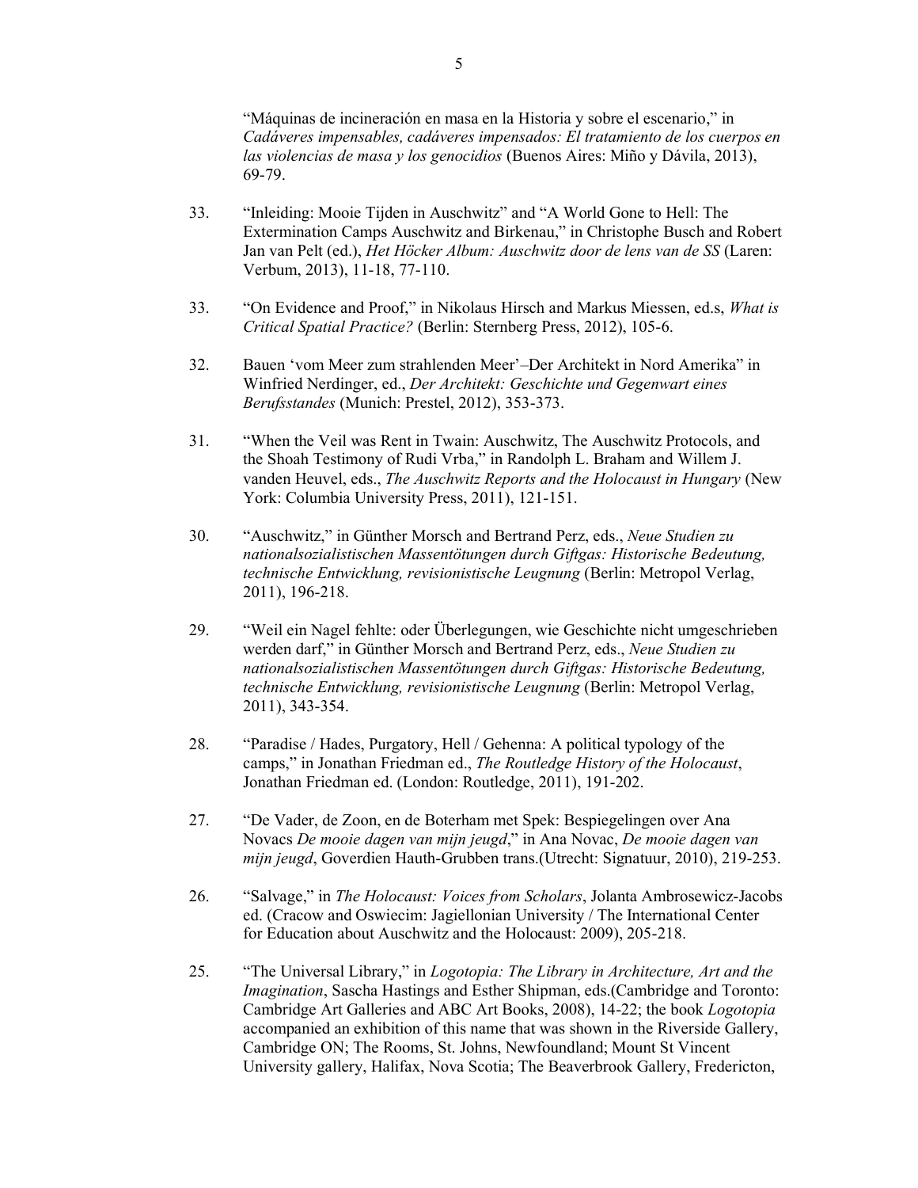"Máquinas de incineración en masa en la Historia y sobre el escenario," in *Cadáveres impensables, cadáveres impensados: El tratamiento de los cuerpos en las violencias de masa y los genocidios* (Buenos Aires: Miño y Dávila, 2013), 69-79.

33. "Inleiding: Mooie Tijden in Auschwitz" and "A World Gone to Hell: The Extermination Camps Auschwitz and Birkenau," in Christophe Busch and Robert Jan van Pelt (ed.), *Het Höcker Album: Auschwitz door de lens van de SS* (Laren: Verbum, 2013), 11-18, 77-110.

33. "On Evidence and Proof," in Nikolaus Hirsch and Markus Miessen, ed.s, *What is Critical Spatial Practice?* (Berlin: Sternberg Press, 2012), 105-6.

32. Bauen 'vom Meer zum strahlenden Meer'–Der Architekt in Nord Amerika" in Winfried Nerdinger, ed., *Der Architekt: Geschichte und Gegenwart eines Berufsstandes* (Munich: Prestel, 2012), 353-373.

31. "When the Veil was Rent in Twain: Auschwitz, The Auschwitz Protocols, and the Shoah Testimony of Rudi Vrba," in Randolph L. Braham and Willem J. vanden Heuvel, eds., *The Auschwitz Reports and the Holocaust in Hungary* (New York: Columbia University Press, 2011), 121-151.

30. "Auschwitz," in Günther Morsch and Bertrand Perz, eds., *Neue Studien zu nationalsozialistischen Massentötungen durch Giftgas: Historische Bedeutung, technische Entwicklung, revisionistische Leugnung* (Berlin: Metropol Verlag, 2011), 196-218.

29. "Weil ein Nagel fehlte: oder Überlegungen, wie Geschichte nicht umgeschrieben werden darf," in Günther Morsch and Bertrand Perz, eds., *Neue Studien zu nationalsozialistischen Massentötungen durch Giftgas: Historische Bedeutung, technische Entwicklung, revisionistische Leugnung* (Berlin: Metropol Verlag, 2011), 343-354.

28. "Paradise / Hades, Purgatory, Hell / Gehenna: A political typology of the camps," in Jonathan Friedman ed., *The Routledge History of the Holocaust*, Jonathan Friedman ed. (London: Routledge, 2011), 191-202.

27. "De Vader, de Zoon, en de Boterham met Spek: Bespiegelingen over Ana Novacs *De mooie dagen van mijn jeugd*," in Ana Novac, *De mooie dagen van mijn jeugd*, Goverdien Hauth-Grubben trans.(Utrecht: Signatuur, 2010), 219-253.

26. "Salvage," in *The Holocaust: Voices from Scholars*, Jolanta Ambrosewicz-Jacobs ed. (Cracow and Oswiecim: Jagiellonian University / The International Center for Education about Auschwitz and the Holocaust: 2009), 205-218.

25. "The Universal Library," in *Logotopia: The Library in Architecture, Art and the Imagination*, Sascha Hastings and Esther Shipman, eds.(Cambridge and Toronto: Cambridge Art Galleries and ABC Art Books, 2008), 14-22; the book *Logotopia* accompanied an exhibition of this name that was shown in the Riverside Gallery, Cambridge ON; The Rooms, St. Johns, Newfoundland; Mount St Vincent University gallery, Halifax, Nova Scotia; The Beaverbrook Gallery, Fredericton,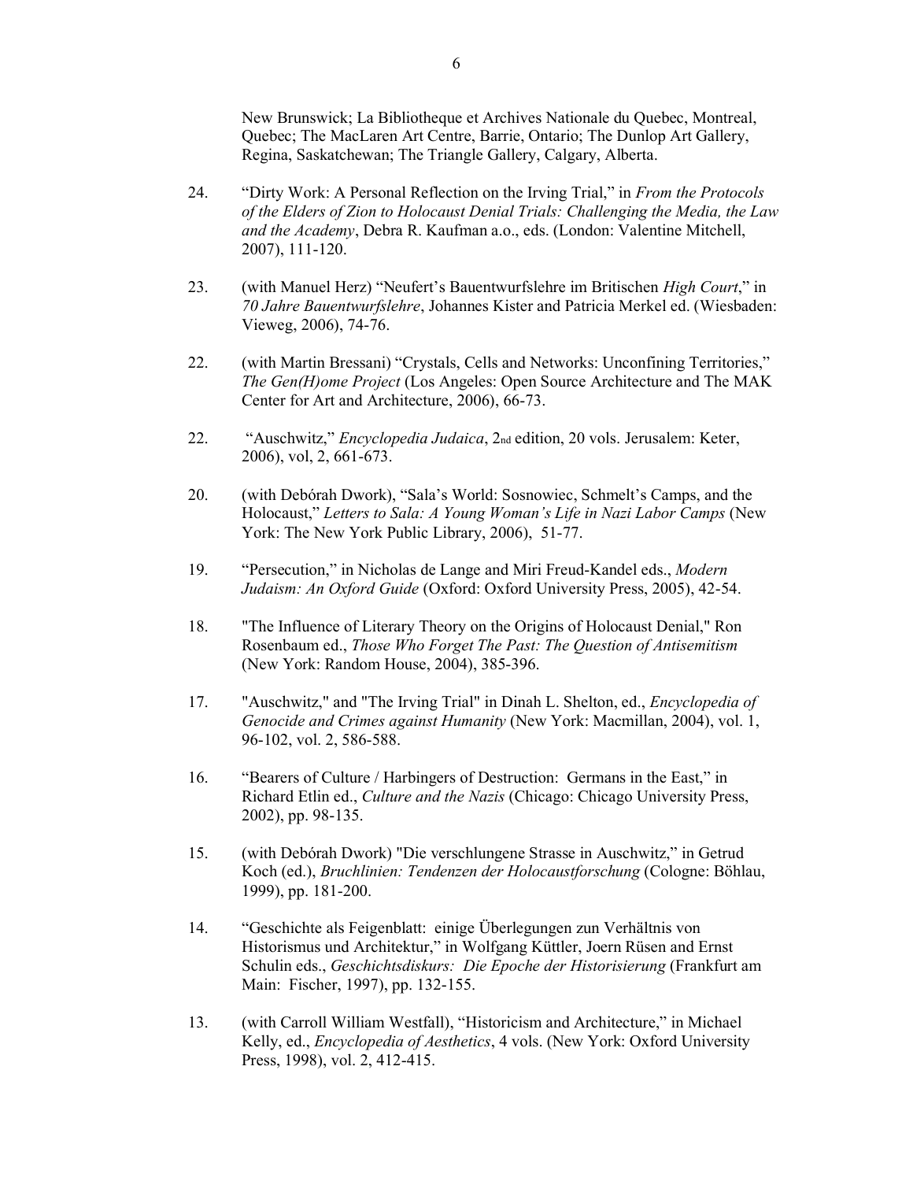New Brunswick; La Bibliotheque et Archives Nationale du Quebec, Montreal, Quebec; The MacLaren Art Centre, Barrie, Ontario; The Dunlop Art Gallery, Regina, Saskatchewan; The Triangle Gallery, Calgary, Alberta.

24. "Dirty Work: A Personal Reflection on the Irving Trial," in *From the Protocols of the Elders of Zion to Holocaust Denial Trials: Challenging the Media, the Law and the Academy*, Debra R. Kaufman a.o., eds. (London: Valentine Mitchell, 2007), 111-120.

23. (with Manuel Herz) "Neufert's Bauentwurfslehre im Britischen *High Court*," in *70 Jahre Bauentwurfslehre*, Johannes Kister and Patricia Merkel ed. (Wiesbaden: Vieweg, 2006), 74-76.

22. (with Martin Bressani) "Crystals, Cells and Networks: Unconfining Territories," *The Gen(H)ome Project* (Los Angeles: Open Source Architecture and The MAK Center for Art and Architecture, 2006), 66-73.

22. "Auschwitz," *Encyclopedia Judaica*, 2nd edition, 20 vols. Jerusalem: Keter, 2006), vol, 2, 661-673.

20. (with Debórah Dwork), "Sala's World: Sosnowiec, Schmelt's Camps, and the Holocaust," *Letters to Sala: A Young Woman's Life in Nazi Labor Camps* (New York: The New York Public Library, 2006), 51-77.

19. "Persecution," in Nicholas de Lange and Miri Freud-Kandel eds., *Modern Judaism: An Oxford Guide* (Oxford: Oxford University Press, 2005), 42-54.

18. "The Influence of Literary Theory on the Origins of Holocaust Denial," Ron Rosenbaum ed., *Those Who Forget The Past: The Question of Antisemitism* (New York: Random House, 2004), 385-396.

17. "Auschwitz," and "The Irving Trial" in Dinah L. Shelton, ed., *Encyclopedia of Genocide and Crimes against Humanity* (New York: Macmillan, 2004), vol. 1, 96-102, vol. 2, 586-588.

16. "Bearers of Culture / Harbingers of Destruction: Germans in the East," in Richard Etlin ed., *Culture and the Nazis* (Chicago: Chicago University Press, 2002), pp. 98-135.

15. (with Debórah Dwork) "Die verschlungene Strasse in Auschwitz," in Getrud Koch (ed.), *Bruchlinien: Tendenzen der Holocaustforschung* (Cologne: Böhlau, 1999), pp. 181-200.

14. "Geschichte als Feigenblatt: einige Überlegungen zun Verhältnis von Historismus und Architektur," in Wolfgang Küttler, Joern Rüsen and Ernst Schulin eds., *Geschichtsdiskurs: Die Epoche der Historisierung* (Frankfurt am Main: Fischer, 1997), pp. 132-155.

13. (with Carroll William Westfall), "Historicism and Architecture," in Michael Kelly, ed., *Encyclopedia of Aesthetics*, 4 vols. (New York: Oxford University Press, 1998), vol. 2, 412-415.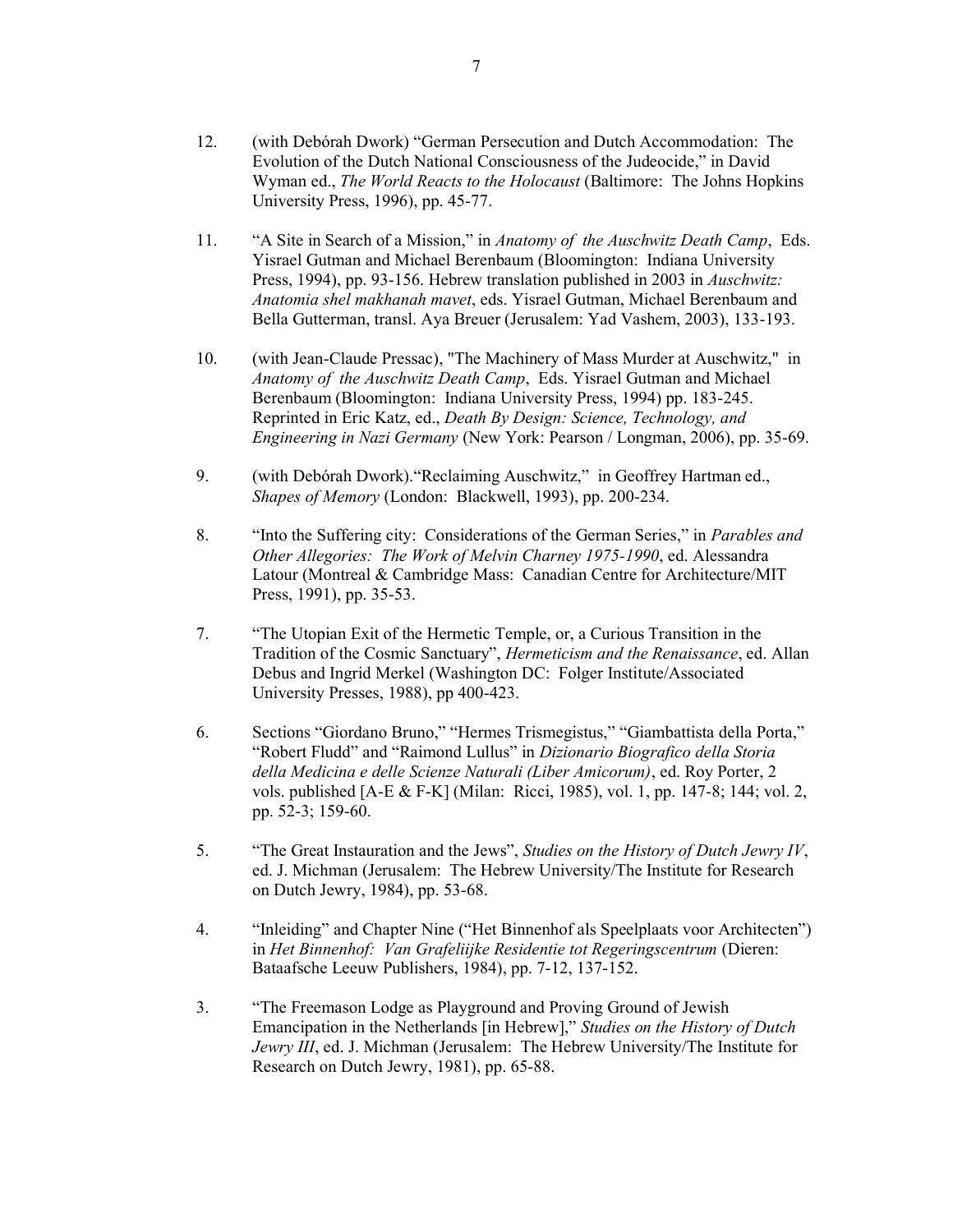12. (with Debórah Dwork) “German Persecution and Dutch Accommodation: The Evolution of the Dutch National Consciousness of the Judeocide,” in David Wyman ed., *The World Reacts to the Holocaust* (Baltimore: The Johns Hopkins University Press, 1996), pp. 45-77.

11. “A Site in Search of a Mission,” in *Anatomy of the Auschwitz Death Camp*, Eds. Yisrael Gutman and Michael Berenbaum (Bloomington: Indiana University Press, 1994), pp. 93-156. Hebrew translation published in 2003 in *Auschwitz: Anatomia shel makhanah mavet*, eds. Yisrael Gutman, Michael Berenbaum and Bella Gutterman, transl. Aya Breuer (Jerusalem: Yad Vashem, 2003), 133-193.

10. (with Jean-Claude Pressac), "The Machinery of Mass Murder at Auschwitz," in *Anatomy of the Auschwitz Death Camp*, Eds. Yisrael Gutman and Michael Berenbaum (Bloomington: Indiana University Press, 1994) pp. 183-245. Reprinted in Eric Katz, ed., *Death By Design: Science, Technology, and Engineering in Nazi Germany* (New York: Pearson / Longman, 2006), pp. 35-69.

9. (with Debórah Dwork).“Reclaiming Auschwitz,” in Geoffrey Hartman ed., *Shapes of Memory* (London: Blackwell, 1993), pp. 200-234.

8. “Into the Suffering city: Considerations of the German Series,” in *Parables and Other Allegories: The Work of Melvin Charney 1975-1990*, ed. Alessandra Latour (Montreal & Cambridge Mass: Canadian Centre for Architecture/MIT Press, 1991), pp. 35-53.

7. “The Utopian Exit of the Hermetic Temple, or, a Curious Transition in the Tradition of the Cosmic Sanctuary”, *Hermeticism and the Renaissance*, ed. Allan Debus and Ingrid Merkel (Washington DC: Folger Institute/Associated University Presses, 1988), pp 400-423.

6. Sections “Giordano Bruno,” “Hermes Trismegistus,” “Giambattista della Porta,” “Robert Fludd” and “Raimond Lullus” in *Dizionario Biografico della Storia della Medicina e delle Scienze Naturali (Liber Amicorum)*, ed. Roy Porter, 2 vols. published [A-E & F-K] (Milan: Ricci, 1985), vol. 1, pp. 147-8; 144; vol. 2, pp. 52-3; 159-60.

5. “The Great Instauration and the Jews”, *Studies on the History of Dutch Jewry IV*, ed. J. Michman (Jerusalem: The Hebrew University/The Institute for Research on Dutch Jewry, 1984), pp. 53-68.

4. “Inleiding” and Chapter Nine (“Het Binnenhof als Speelplaats voor Architecten”) in *Het Binnenhof: Van Grafelijke Residentie tot Regeringscentrum* (Dieren: Bataafsche Leeuw Publishers, 1984), pp. 7-12, 137-152.

3. “The Freemason Lodge as Playground and Proving Ground of Jewish Emancipation in the Netherlands [in Hebrew],” *Studies on the History of Dutch Jewry III*, ed. J. Michman (Jerusalem: The Hebrew University/The Institute for Research on Dutch Jewry, 1981), pp. 65-88.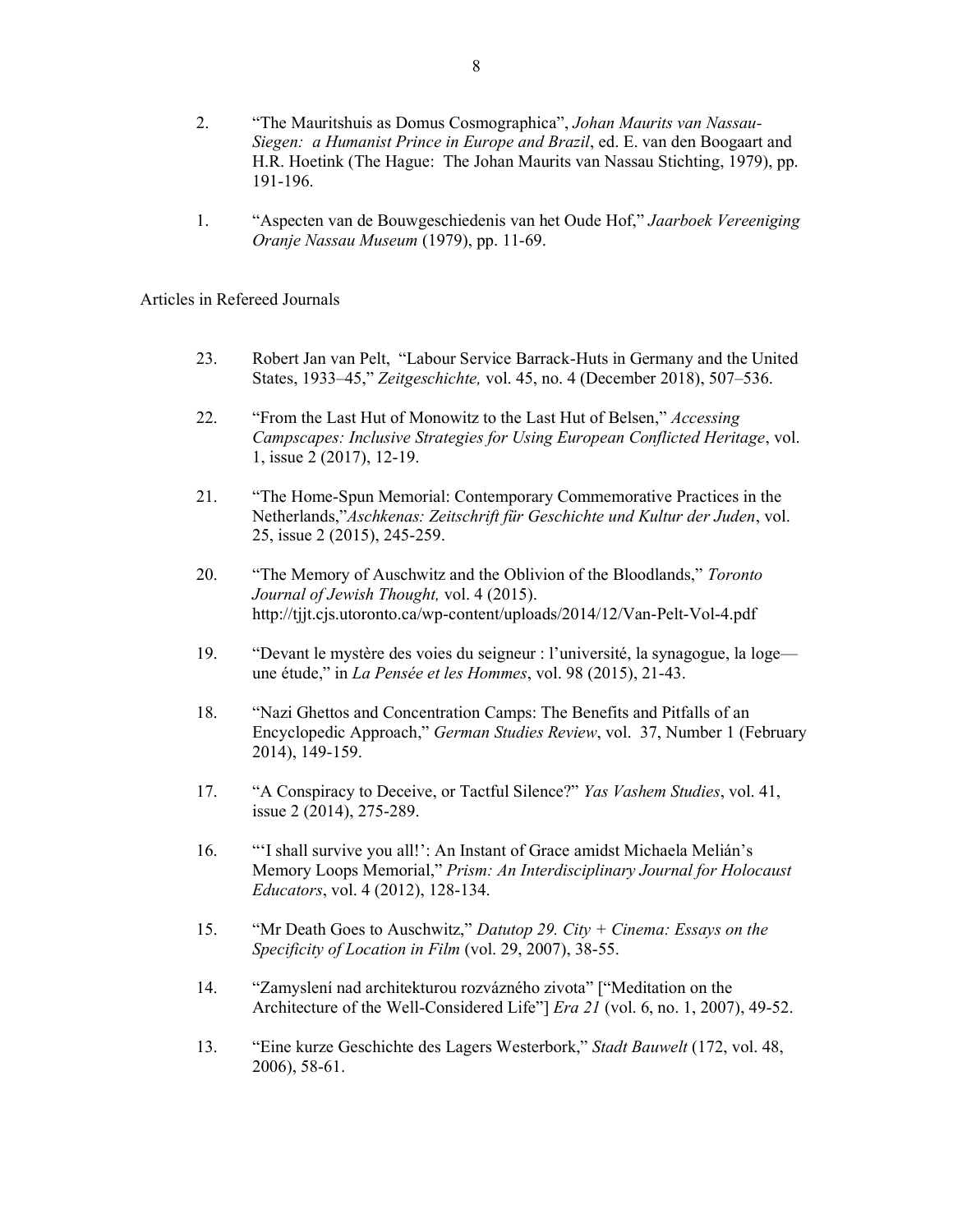2. “The Mauritshuis as Domus Cosmographica”, *Johan Maurits van Nassau-Siegen: a Humanist Prince in Europe and Brazil*, ed. E. van den Boogaart and H.R. Hoetink (The Hague: The Johan Maurits van Nassau Stichting, 1979), pp. 191-196.

1. “Aspecten van de Bouwgeschiedenis van het Oude Hof,” *Jaarboek Vereeniging Oranje Nassau Museum* (1979), pp. 11-69.

Articles in Refereed Journals

23. Robert Jan van Pelt, “Labour Service Barrack-Huts in Germany and the United States, 1933–45,” *Zeitgeschichte,* vol. 45, no. 4 (December 2018), 507–536.

22. “From the Last Hut of Monowitz to the Last Hut of Belsen,” *Accessing Campscapes: Inclusive Strategies for Using European Conflicted Heritage*, vol. 1, issue 2 (2017), 12-19.

21. “The Home-Spun Memorial: Contemporary Commemorative Practices in the Netherlands,”*Aschkenas: Zeitschrift für Geschichte und Kultur der Juden*, vol. 25, issue 2 (2015), 245-259.

20. “The Memory of Auschwitz and the Oblivion of the Bloodlands,” *Toronto Journal of Jewish Thought,* vol. 4 (2015). http://tjjt.cjs.utoronto.ca/wp-content/uploads/2014/12/Van-Pelt-Vol-4.pdf

19. “Devant le mystère des voies du seigneur : l’université, la synagogue, la loge—une étude,” in *La Pensée et les Hommes*, vol. 98 (2015), 21-43.

18. “Nazi Ghettos and Concentration Camps: The Benefits and Pitfalls of an Encyclopedic Approach,” *German Studies Review*, vol. 37, Number 1 (February 2014), 149-159.

17. “A Conspiracy to Deceive, or Tactful Silence?” *Yas Vashem Studies*, vol. 41, issue 2 (2014), 275-289.

16. “‘I shall survive you all!’: An Instant of Grace amidst Michaela Melián’s Memory Loops Memorial,” *Prism: An Interdisciplinary Journal for Holocaust Educators*, vol. 4 (2012), 128-134.

15. “Mr Death Goes to Auschwitz,” *Datutop 29. City + Cinema: Essays on the Specificity of Location in Film* (vol. 29, 2007), 38-55.

14. “Zamyslení nad architekturou rozvázného zivota” [“Meditation on the Architecture of the Well-Considered Life”] *Era 21* (vol. 6, no. 1, 2007), 49-52.

13. “Eine kurze Geschichte des Lagers Westerbork,” *Stadt Bauwelt* (172, vol. 48, 2006), 58-61.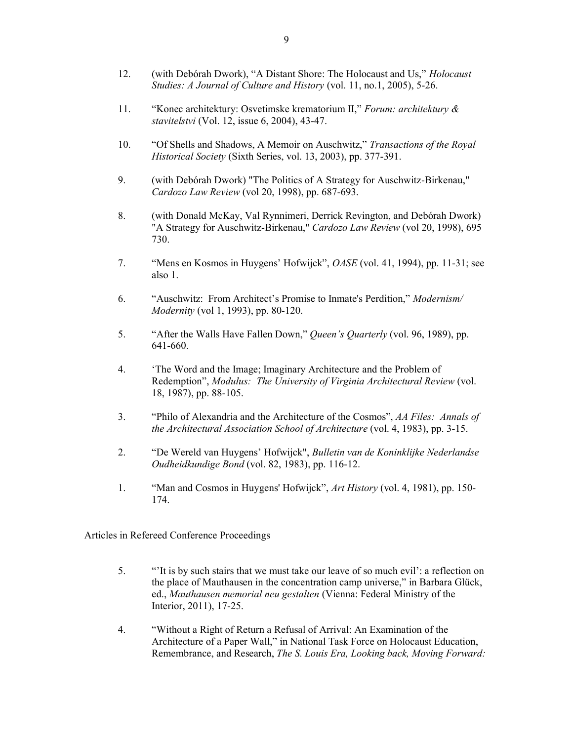12. (with Debórah Dwork), "A Distant Shore: The Holocaust and Us," *Holocaust Studies: A Journal of Culture and History* (vol. 11, no.1, 2005), 5-26.

11. "Konec architektury: Osvetimske krematorium II," *Forum: architektury & stavitelstvi* (Vol. 12, issue 6, 2004), 43-47.

10. "Of Shells and Shadows, A Memoir on Auschwitz," *Transactions of the Royal Historical Society* (Sixth Series, vol. 13, 2003), pp. 377-391.

9. (with Debórah Dwork) "The Politics of A Strategy for Auschwitz-Birkenau," *Cardozo Law Review* (vol 20, 1998), pp. 687-693.

8. (with Donald McKay, Val Rynnimeri, Derrick Revington, and Debórah Dwork) "A Strategy for Auschwitz-Birkenau," *Cardozo Law Review* (vol 20, 1998), 695 730.

7. "Mens en Kosmos in Huygens' Hofwijck", *OASE* (vol. 41, 1994), pp. 11-31; see also 1.

6. "Auschwitz: From Architect's Promise to Inmate's Perdition," *Modernism/ Modernity* (vol 1, 1993), pp. 80-120.

5. "After the Walls Have Fallen Down," *Queen's Quarterly* (vol. 96, 1989), pp. 641-660.

4. 'The Word and the Image; Imaginary Architecture and the Problem of Redemption", *Modulus: The University of Virginia Architectural Review* (vol. 18, 1987), pp. 88-105.

3. "Philo of Alexandria and the Architecture of the Cosmos", *AA Files: Annals of the Architectural Association School of Architecture* (vol. 4, 1983), pp. 3-15.

2. "De Wereld van Huygens' Hofwijck", *Bulletin van de Koninklijke Nederlandse Oudheidkundige Bond* (vol. 82, 1983), pp. 116-12.

1. "Man and Cosmos in Huygens' Hofwijck", *Art History* (vol. 4, 1981), pp. 150-174.

Articles in Refereed Conference Proceedings

5. "'It is by such stairs that we must take our leave of so much evil': a reflection on the place of Mauthausen in the concentration camp universe," in Barbara Glück, ed., *Mauthausen memorial neu gestalten* (Vienna: Federal Ministry of the Interior, 2011), 17-25.

4. "Without a Right of Return a Refusal of Arrival: An Examination of the Architecture of a Paper Wall," in National Task Force on Holocaust Education, Remembrance, and Research, *The S. Louis Era, Looking back, Moving Forward:*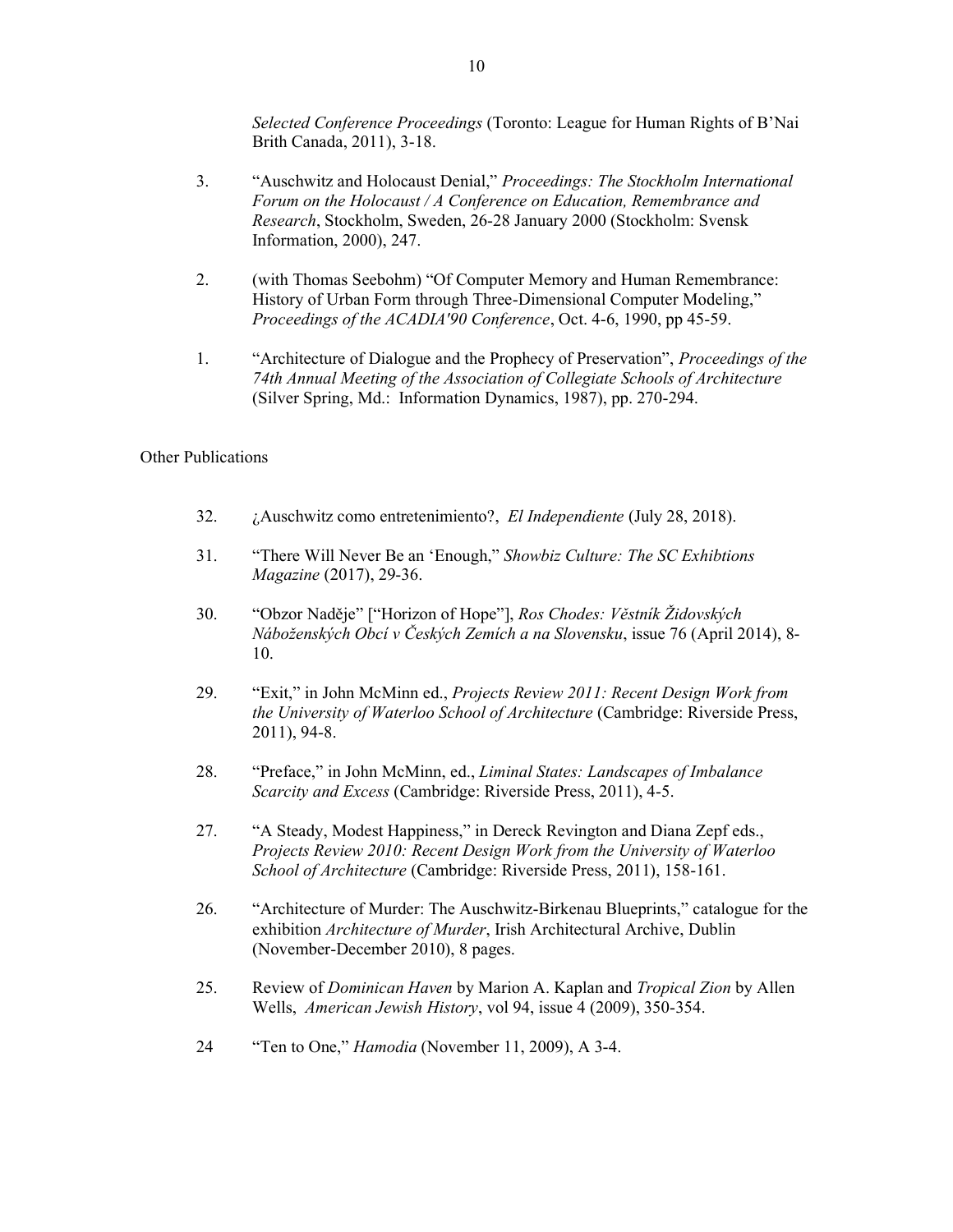*Selected Conference Proceedings* (Toronto: League for Human Rights of B'Nai Brith Canada, 2011), 3-18.

3. "Auschwitz and Holocaust Denial," *Proceedings: The Stockholm International Forum on the Holocaust / A Conference on Education, Remembrance and Research*, Stockholm, Sweden, 26-28 January 2000 (Stockholm: Svensk Information, 2000), 247.

2. (with Thomas Seebohm) "Of Computer Memory and Human Remembrance: History of Urban Form through Three-Dimensional Computer Modeling," *Proceedings of the ACADIA'90 Conference*, Oct. 4-6, 1990, pp 45-59.

1. "Architecture of Dialogue and the Prophecy of Preservation", *Proceedings of the 74th Annual Meeting of the Association of Collegiate Schools of Architecture* (Silver Spring, Md.: Information Dynamics, 1987), pp. 270-294.

Other Publications

32. ¿Auschwitz como entretenimiento?, *El Independiente* (July 28, 2018).

31. "There Will Never Be an 'Enough," *Showbiz Culture: The SC Exhibtions Magazine* (2017), 29-36.

30. "Obzor Naděje" ["Horizon of Hope"], *Ros Chodes: Věstník Židovských Náboženských Obcí v Českých Zemích a na Slovensku*, issue 76 (April 2014), 8-10.

29. "Exit," in John McMinn ed., *Projects Review 2011: Recent Design Work from the University of Waterloo School of Architecture* (Cambridge: Riverside Press, 2011), 94-8.

28. "Preface," in John McMinn, ed., *Liminal States: Landscapes of Imbalance Scarcity and Excess* (Cambridge: Riverside Press, 2011), 4-5.

27. "A Steady, Modest Happiness," in Dereck Revington and Diana Zepf eds., *Projects Review 2010: Recent Design Work from the University of Waterloo School of Architecture* (Cambridge: Riverside Press, 2011), 158-161.

26. "Architecture of Murder: The Auschwitz-Birkenau Blueprints," catalogue for the exhibition *Architecture of Murder*, Irish Architectural Archive, Dublin (November-December 2010), 8 pages.

25. Review of *Dominican Haven* by Marion A. Kaplan and *Tropical Zion* by Allen Wells, *American Jewish History*, vol 94, issue 4 (2009), 350-354.

24 "Ten to One," *Hamodia* (November 11, 2009), A 3-4.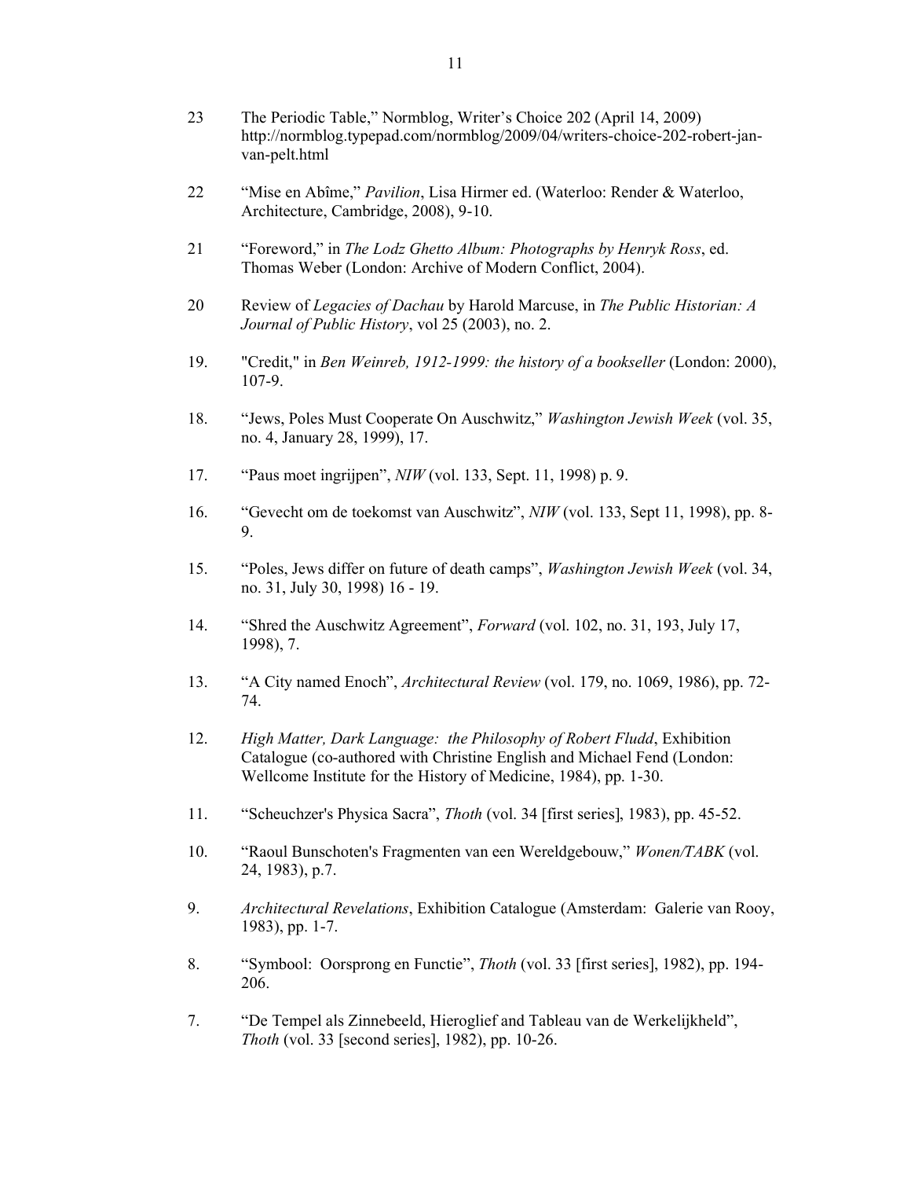23 The Periodic Table," Normblog, Writer's Choice 202 (April 14, 2009) http://normblog.typepad.com/normblog/2009/04/writers-choice-202-robert-jan-van-pelt.html

22 "Mise en Abîme," *Pavilion*, Lisa Hirmer ed. (Waterloo: Render & Waterloo, Architecture, Cambridge, 2008), 9-10.

21 "Foreword," in *The Lodz Ghetto Album: Photographs by Henryk Ross*, ed. Thomas Weber (London: Archive of Modern Conflict, 2004).

20 Review of *Legacies of Dachau* by Harold Marcuse, in *The Public Historian: A Journal of Public History*, vol 25 (2003), no. 2.

19. "Credit," in *Ben Weinreb, 1912-1999: the history of a bookseller* (London: 2000), 107-9.

18. "Jews, Poles Must Cooperate On Auschwitz," *Washington Jewish Week* (vol. 35, no. 4, January 28, 1999), 17.

17. "Paus moet ingrijpen", *NIW* (vol. 133, Sept. 11, 1998) p. 9.

16. "Gevecht om de toekomst van Auschwitz", *NIW* (vol. 133, Sept 11, 1998), pp. 8-9.

15. "Poles, Jews differ on future of death camps", *Washington Jewish Week* (vol. 34, no. 31, July 30, 1998) 16 - 19.

14. "Shred the Auschwitz Agreement", *Forward* (vol. 102, no. 31, 193, July 17, 1998), 7.

13. "A City named Enoch", *Architectural Review* (vol. 179, no. 1069, 1986), pp. 72-74.

12. *High Matter, Dark Language: the Philosophy of Robert Fludd*, Exhibition Catalogue (co-authored with Christine English and Michael Fend (London: Wellcome Institute for the History of Medicine, 1984), pp. 1-30.

11. "Scheuchzer's Physica Sacra", *Thoth* (vol. 34 [first series], 1983), pp. 45-52.

10. "Raoul Bunschoten's Fragmenten van een Wereldgebouw," *Wonen/TABK* (vol. 24, 1983), p.7.

9. *Architectural Revelations*, Exhibition Catalogue (Amsterdam: Galerie van Rooy, 1983), pp. 1-7.

8. "Symbool: Oorsprong en Functie", *Thoth* (vol. 33 [first series], 1982), pp. 194-206.

7. "De Tempel als Zinnebeeld, Hieroglief and Tableau van de Werkelijkheld", *Thoth* (vol. 33 [second series], 1982), pp. 10-26.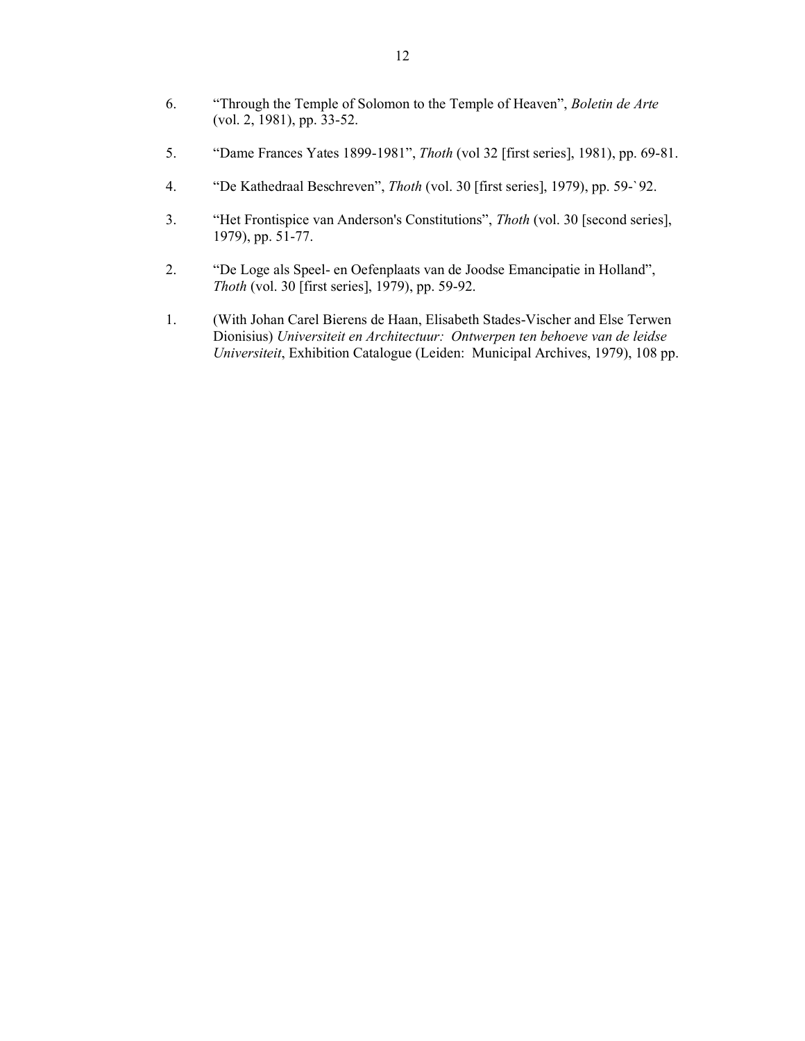6. "Through the Temple of Solomon to the Temple of Heaven", *Boletin de Arte* (vol. 2, 1981), pp. 33-52.

5. "Dame Frances Yates 1899-1981", *Thoth* (vol 32 [first series], 1981), pp. 69-81.

4. "De Kathedraal Beschreven", *Thoth* (vol. 30 [first series], 1979), pp. 59-`92.

3. "Het Frontispice van Anderson's Constitutions", *Thoth* (vol. 30 [second series], 1979), pp. 51-77.

2. "De Loge als Speel- en Oefenplaats van de Joodse Emancipatie in Holland", *Thoth* (vol. 30 [first series], 1979), pp. 59-92.

1. (With Johan Carel Bierens de Haan, Elisabeth Stades-Vischer and Else Terwen Dionisius) *Universiteit en Architectuur: Ontwerpen ten behoeve van de leidse Universiteit*, Exhibition Catalogue (Leiden: Municipal Archives, 1979), 108 pp.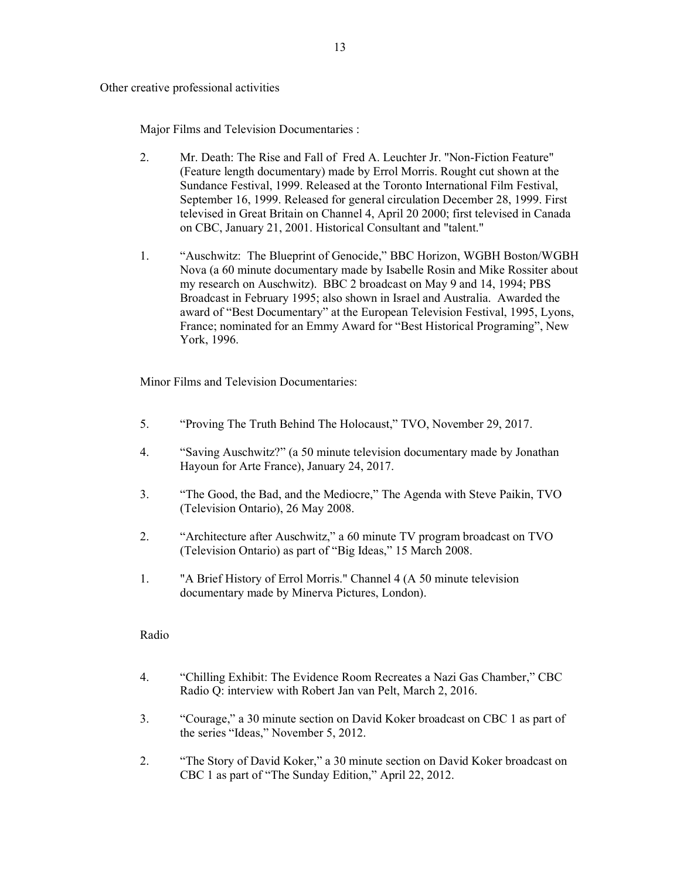Other creative professional activities

Major Films and Television Documentaries :

2. Mr. Death: The Rise and Fall of Fred A. Leuchter Jr. "Non-Fiction Feature" (Feature length documentary) made by Errol Morris. Rought cut shown at the Sundance Festival, 1999. Released at the Toronto International Film Festival, September 16, 1999. Released for general circulation December 28, 1999. First televised in Great Britain on Channel 4, April 20 2000; first televised in Canada on CBC, January 21, 2001. Historical Consultant and "talent."

1. "Auschwitz: The Blueprint of Genocide," BBC Horizon, WGBH Boston/WGBH Nova (a 60 minute documentary made by Isabelle Rosin and Mike Rossiter about my research on Auschwitz). BBC 2 broadcast on May 9 and 14, 1994; PBS Broadcast in February 1995; also shown in Israel and Australia. Awarded the award of "Best Documentary" at the European Television Festival, 1995, Lyons, France; nominated for an Emmy Award for "Best Historical Programing", New York, 1996.

Minor Films and Television Documentaries:

5. "Proving The Truth Behind The Holocaust," TVO, November 29, 2017.

4. "Saving Auschwitz?" (a 50 minute television documentary made by Jonathan Hayoun for Arte France), January 24, 2017.

3. "The Good, the Bad, and the Mediocre," The Agenda with Steve Paikin, TVO (Television Ontario), 26 May 2008.

2. "Architecture after Auschwitz," a 60 minute TV program broadcast on TVO (Television Ontario) as part of "Big Ideas," 15 March 2008.

1. "A Brief History of Errol Morris." Channel 4 (A 50 minute television documentary made by Minerva Pictures, London).

Radio

4. "Chilling Exhibit: The Evidence Room Recreates a Nazi Gas Chamber," CBC Radio Q: interview with Robert Jan van Pelt, March 2, 2016.

3. "Courage," a 30 minute section on David Koker broadcast on CBC 1 as part of the series "Ideas," November 5, 2012.

2. "The Story of David Koker," a 30 minute section on David Koker broadcast on CBC 1 as part of "The Sunday Edition," April 22, 2012.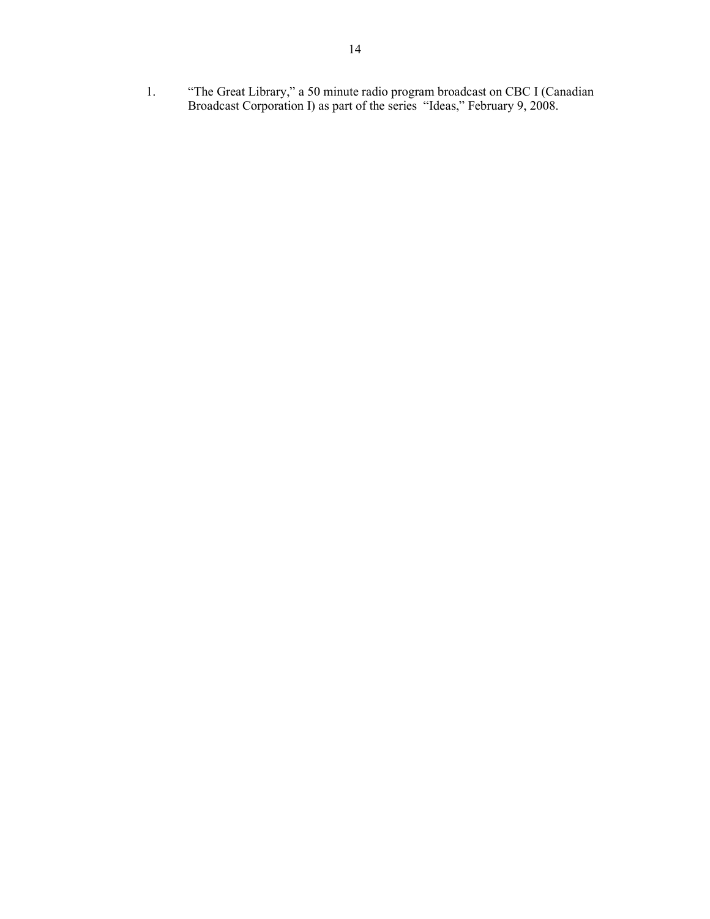1. "The Great Library," a 50 minute radio program broadcast on CBC I (Canadian Broadcast Corporation I) as part of the series "Ideas," February 9, 2008.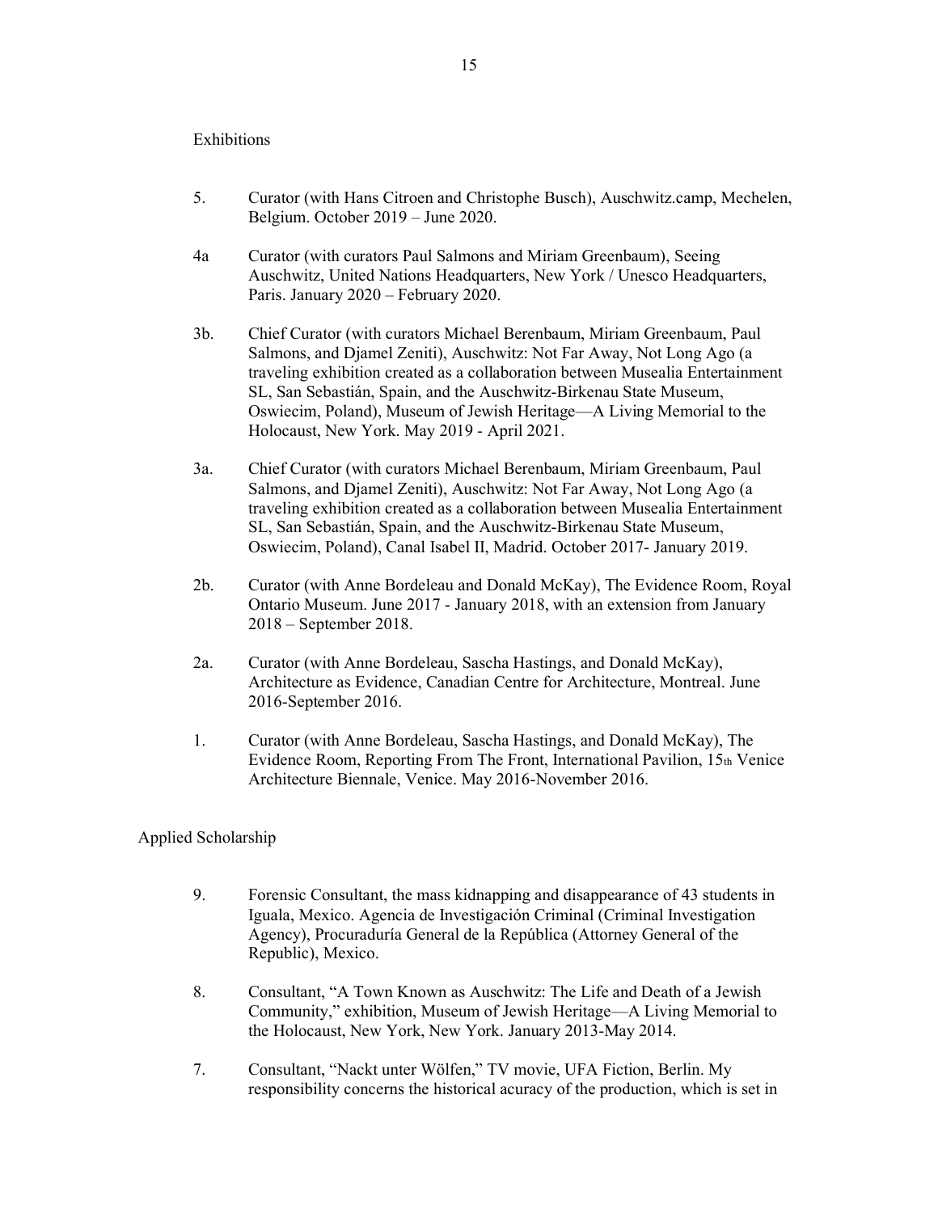## Exhibitions

5. Curator (with Hans Citroen and Christophe Busch), Auschwitz.camp, Mechelen, Belgium. October 2019 – June 2020.

4a Curator (with curators Paul Salmons and Miriam Greenbaum), Seeing Auschwitz, United Nations Headquarters, New York / Unesco Headquarters, Paris. January 2020 – February 2020.

3b. Chief Curator (with curators Michael Berenbaum, Miriam Greenbaum, Paul Salmons, and Djamel Zeniti), Auschwitz: Not Far Away, Not Long Ago (a traveling exhibition created as a collaboration between Musealia Entertainment SL, San Sebastián, Spain, and the Auschwitz-Birkenau State Museum, Oswiecim, Poland), Museum of Jewish Heritage—A Living Memorial to the Holocaust, New York. May 2019 - April 2021.

3a. Chief Curator (with curators Michael Berenbaum, Miriam Greenbaum, Paul Salmons, and Djamel Zeniti), Auschwitz: Not Far Away, Not Long Ago (a traveling exhibition created as a collaboration between Musealia Entertainment SL, San Sebastián, Spain, and the Auschwitz-Birkenau State Museum, Oswiecim, Poland), Canal Isabel II, Madrid. October 2017- January 2019.

2b. Curator (with Anne Bordeleau and Donald McKay), The Evidence Room, Royal Ontario Museum. June 2017 - January 2018, with an extension from January 2018 – September 2018.

2a. Curator (with Anne Bordeleau, Sascha Hastings, and Donald McKay), Architecture as Evidence, Canadian Centre for Architecture, Montreal. June 2016-September 2016.

1. Curator (with Anne Bordeleau, Sascha Hastings, and Donald McKay), The Evidence Room, Reporting From The Front, International Pavilion, 15th Venice Architecture Biennale, Venice. May 2016-November 2016.

## Applied Scholarship

9. Forensic Consultant, the mass kidnapping and disappearance of 43 students in Iguala, Mexico. Agencia de Investigación Criminal (Criminal Investigation Agency), Procuraduría General de la República (Attorney General of the Republic), Mexico.

8. Consultant, "A Town Known as Auschwitz: The Life and Death of a Jewish Community," exhibition, Museum of Jewish Heritage—A Living Memorial to the Holocaust, New York, New York. January 2013-May 2014.

7. Consultant, "Nackt unter Wölfen," TV movie, UFA Fiction, Berlin. My responsibility concerns the historical acuracy of the production, which is set in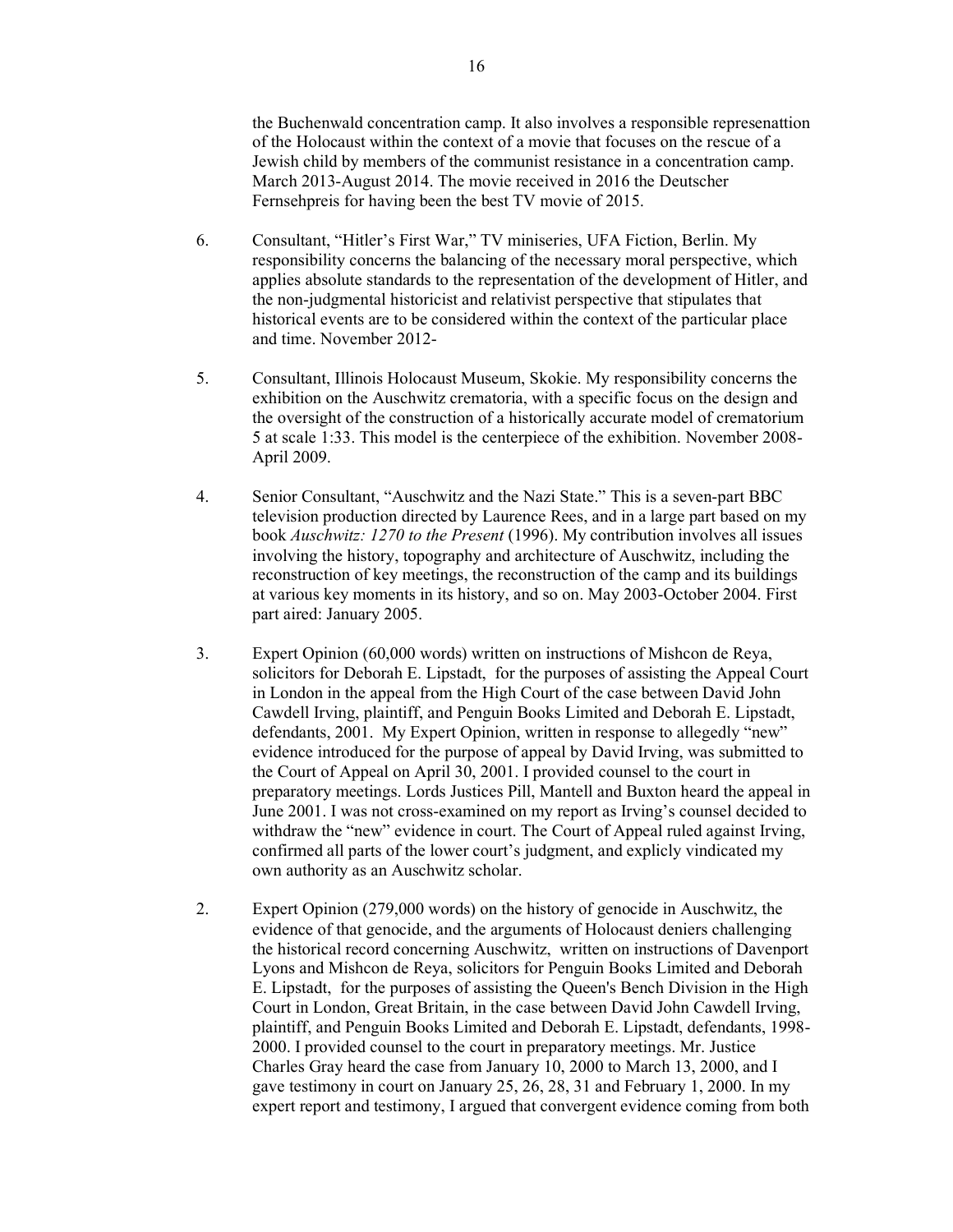the Buchenwald concentration camp. It also involves a responsible represenattion of the Holocaust within the context of a movie that focuses on the rescue of a Jewish child by members of the communist resistance in a concentration camp. March 2013-August 2014. The movie received in 2016 the Deutscher Fernsehpreis for having been the best TV movie of 2015.

6. Consultant, "Hitler's First War," TV miniseries, UFA Fiction, Berlin. My responsibility concerns the balancing of the necessary moral perspective, which applies absolute standards to the representation of the development of Hitler, and the non-judgmental historicist and relativist perspective that stipulates that historical events are to be considered within the context of the particular place and time. November 2012-

5. Consultant, Illinois Holocaust Museum, Skokie. My responsibility concerns the exhibition on the Auschwitz crematoria, with a specific focus on the design and the oversight of the construction of a historically accurate model of crematorium 5 at scale 1:33. This model is the centerpiece of the exhibition. November 2008-April 2009.

4. Senior Consultant, "Auschwitz and the Nazi State." This is a seven-part BBC television production directed by Laurence Rees, and in a large part based on my book *Auschwitz: 1270 to the Present* (1996). My contribution involves all issues involving the history, topography and architecture of Auschwitz, including the reconstruction of key meetings, the reconstruction of the camp and its buildings at various key moments in its history, and so on. May 2003-October 2004. First part aired: January 2005.

3. Expert Opinion (60,000 words) written on instructions of Mishcon de Reya, solicitors for Deborah E. Lipstadt, for the purposes of assisting the Appeal Court in London in the appeal from the High Court of the case between David John Cawdell Irving, plaintiff, and Penguin Books Limited and Deborah E. Lipstadt, defendants, 2001. My Expert Opinion, written in response to allegedly "new" evidence introduced for the purpose of appeal by David Irving, was submitted to the Court of Appeal on April 30, 2001. I provided counsel to the court in preparatory meetings. Lords Justices Pill, Mantell and Buxton heard the appeal in June 2001. I was not cross-examined on my report as Irving's counsel decided to withdraw the "new" evidence in court. The Court of Appeal ruled against Irving, confirmed all parts of the lower court's judgment, and explicly vindicated my own authority as an Auschwitz scholar.

2. Expert Opinion (279,000 words) on the history of genocide in Auschwitz, the evidence of that genocide, and the arguments of Holocaust deniers challenging the historical record concerning Auschwitz, written on instructions of Davenport Lyons and Mishcon de Reya, solicitors for Penguin Books Limited and Deborah E. Lipstadt, for the purposes of assisting the Queen's Bench Division in the High Court in London, Great Britain, in the case between David John Cawdell Irving, plaintiff, and Penguin Books Limited and Deborah E. Lipstadt, defendants, 1998-2000. I provided counsel to the court in preparatory meetings. Mr. Justice Charles Gray heard the case from January 10, 2000 to March 13, 2000, and I gave testimony in court on January 25, 26, 28, 31 and February 1, 2000. In my expert report and testimony, I argued that convergent evidence coming from both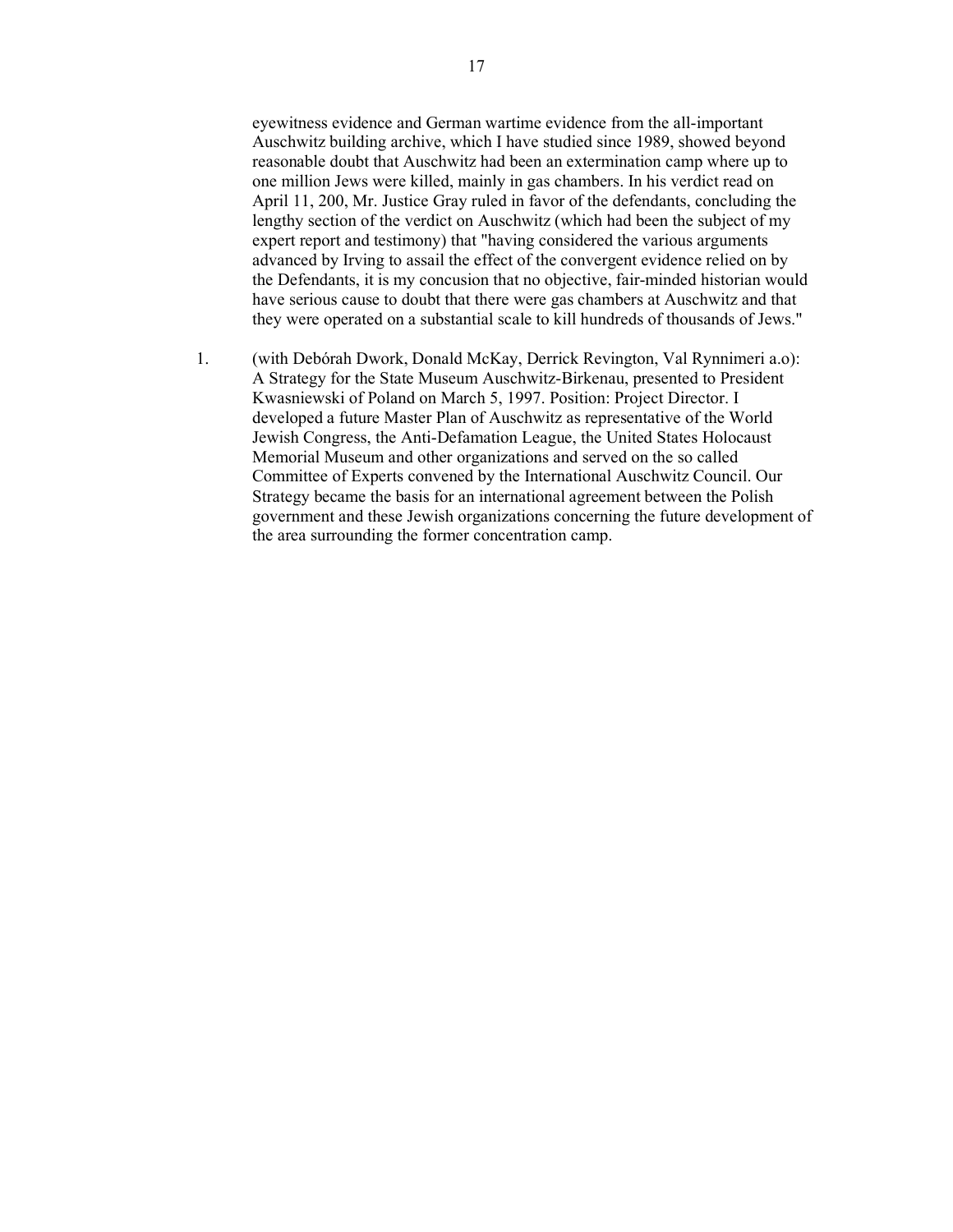eyewitness evidence and German wartime evidence from the all-important Auschwitz building archive, which I have studied since 1989, showed beyond reasonable doubt that Auschwitz had been an extermination camp where up to one million Jews were killed, mainly in gas chambers. In his verdict read on April 11, 200, Mr. Justice Gray ruled in favor of the defendants, concluding the lengthy section of the verdict on Auschwitz (which had been the subject of my expert report and testimony) that "having considered the various arguments advanced by Irving to assail the effect of the convergent evidence relied on by the Defendants, it is my concusion that no objective, fair-minded historian would have serious cause to doubt that there were gas chambers at Auschwitz and that they were operated on a substantial scale to kill hundreds of thousands of Jews."

1. (with Debórah Dwork, Donald McKay, Derrick Revington, Val Rynnimeri a.o): A Strategy for the State Museum Auschwitz-Birkenau, presented to President Kwasniewski of Poland on March 5, 1997. Position: Project Director. I developed a future Master Plan of Auschwitz as representative of the World Jewish Congress, the Anti-Defamation League, the United States Holocaust Memorial Museum and other organizations and served on the so called Committee of Experts convened by the International Auschwitz Council. Our Strategy became the basis for an international agreement between the Polish government and these Jewish organizations concerning the future development of the area surrounding the former concentration camp.